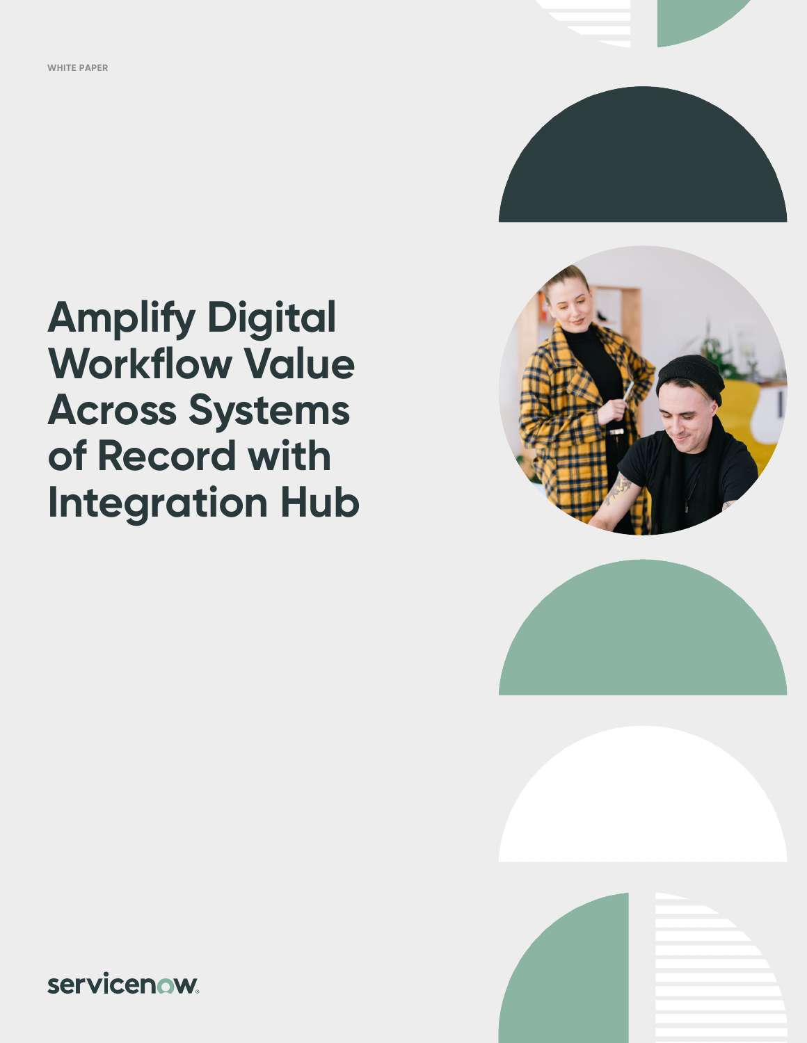WHITE PAPER

# Amplify Digital Workflow Value Across Systems of Record with Integration Hub

servicenow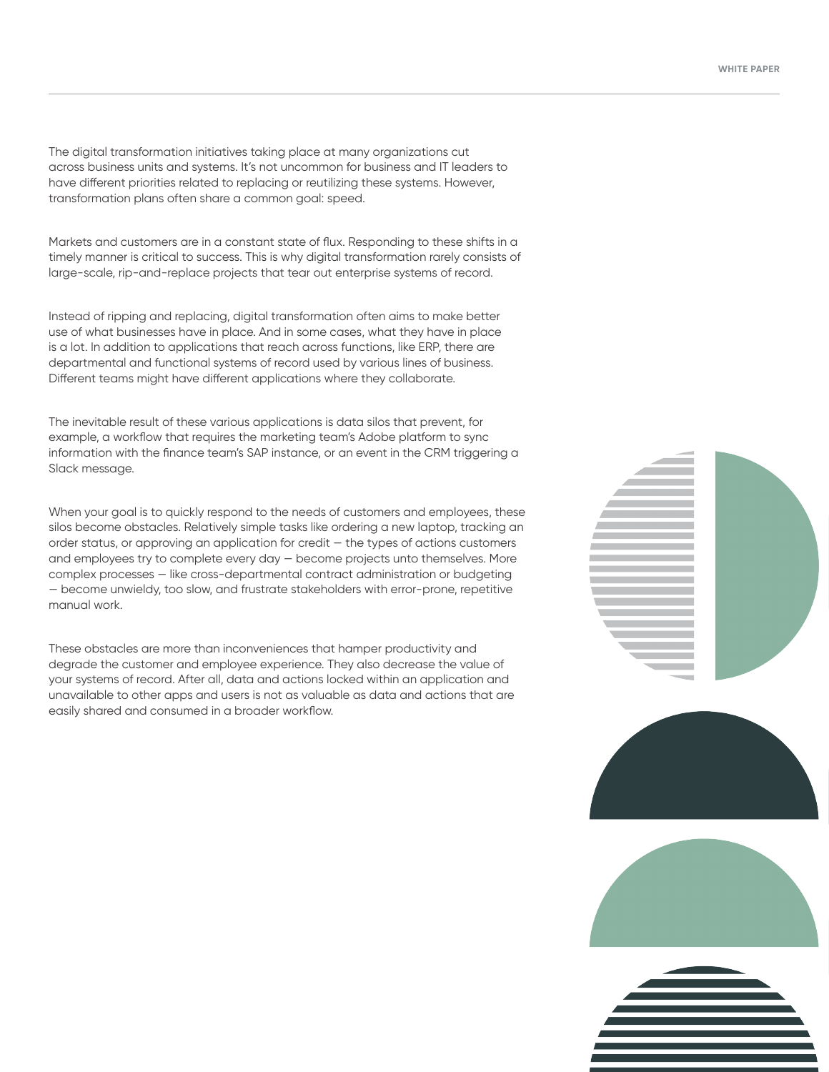The digital transformation initiatives taking place at many organizations cut across business units and systems. It's not uncommon for business and IT leaders to have different priorities related to replacing or reutilizing these systems. However, transformation plans often share a common goal: speed.

Markets and customers are in a constant state of flux. Responding to these shifts in a timely manner is critical to success. This is why digital transformation rarely consists of large-scale, rip-and-replace projects that tear out enterprise systems of record.

Instead of ripping and replacing, digital transformation often aims to make better use of what businesses have in place. And in some cases, what they have in place is a lot. In addition to applications that reach across functions, like ERP, there are departmental and functional systems of record used by various lines of business. Different teams might have different applications where they collaborate.

The inevitable result of these various applications is data silos that prevent, for example, a workflow that requires the marketing team's Adobe platform to sync information with the finance team's SAP instance, or an event in the CRM triggering a Slack message.

When your goal is to quickly respond to the needs of customers and employees, these silos become obstacles. Relatively simple tasks like ordering a new laptop, tracking an order status, or approving an application for credit — the types of actions customers and employees try to complete every day — become projects unto themselves. More complex processes — like cross-departmental contract administration or budgeting — become unwieldy, too slow, and frustrate stakeholders with error-prone, repetitive manual work.

These obstacles are more than inconveniences that hamper productivity and degrade the customer and employee experience. They also decrease the value of your systems of record. After all, data and actions locked within an application and unavailable to other apps and users is not as valuable as data and actions that are easily shared and consumed in a broader workflow.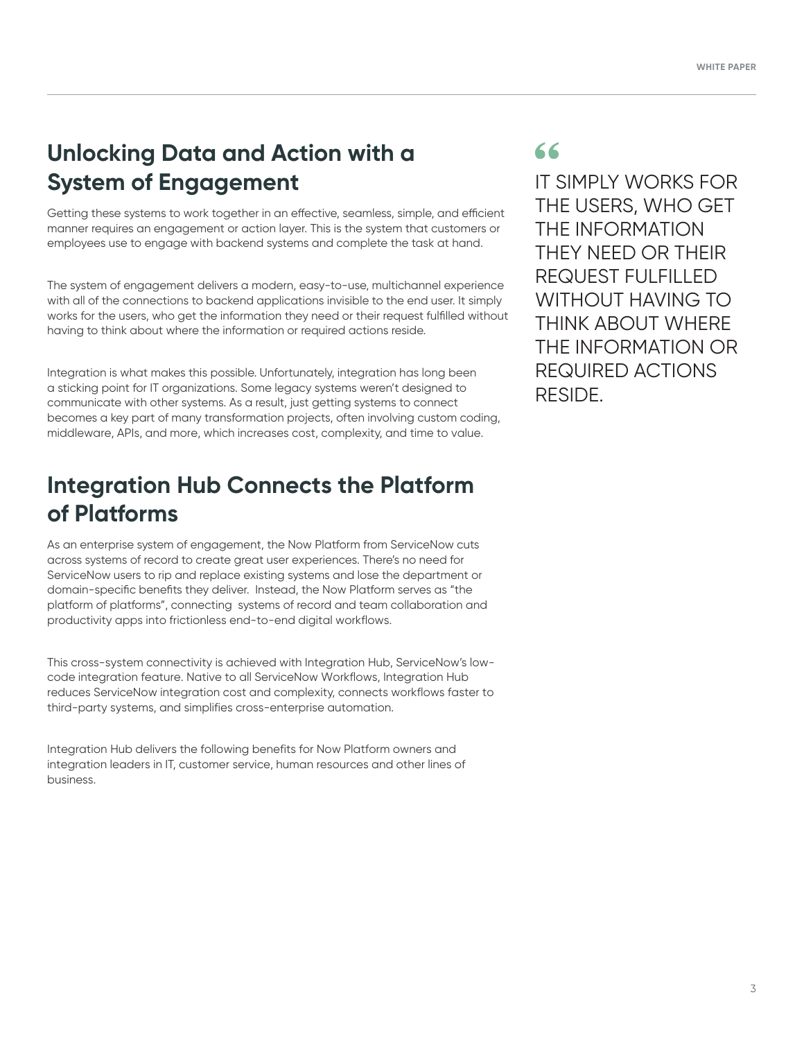## Unlocking Data and Action with a System of Engagement

Getting these systems to work together in an effective, seamless, simple, and efficient manner requires an engagement or action layer. This is the system that customers or employees use to engage with backend systems and complete the task at hand.

The system of engagement delivers a modern, easy-to-use, multichannel experience with all of the connections to backend applications invisible to the end user. It simply works for the users, who get the information they need or their request fulfilled without having to think about where the information or required actions reside.

Integration is what makes this possible. Unfortunately, integration has long been a sticking point for IT organizations. Some legacy systems weren't designed to communicate with other systems. As a result, just getting systems to connect becomes a key part of many transformation projects, often involving custom coding, middleware, APIs, and more, which increases cost, complexity, and time to value.

> "IT SIMPLY WORKS FOR THE USERS, WHO GET THE INFORMATION THEY NEED OR THEIR REQUEST FULFILLED WITHOUT HAVING TO THINK ABOUT WHERE THE INFORMATION OR REQUIRED ACTIONS RESIDE.

## Integration Hub Connects the Platform of Platforms

As an enterprise system of engagement, the Now Platform from ServiceNow cuts across systems of record to create great user experiences. There's no need for ServiceNow users to rip and replace existing systems and lose the department or domain-specific benefits they deliver. Instead, the Now Platform serves as "the platform of platforms", connecting systems of record and team collaboration and productivity apps into frictionless end-to-end digital workflows.

This cross-system connectivity is achieved with Integration Hub, ServiceNow's low-code integration feature. Native to all ServiceNow Workflows, Integration Hub reduces ServiceNow integration cost and complexity, connects workflows faster to third-party systems, and simplifies cross-enterprise automation.

Integration Hub delivers the following benefits for Now Platform owners and integration leaders in IT, customer service, human resources and other lines of business.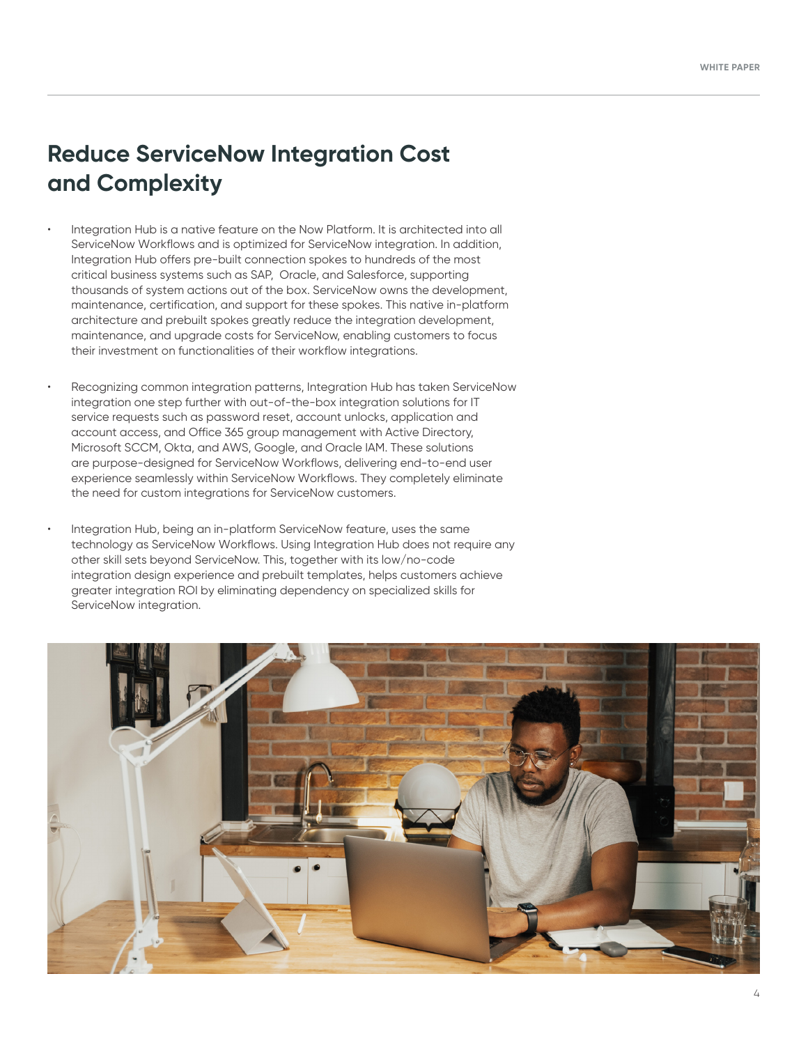# Reduce ServiceNow Integration Cost and Complexity

- Integration Hub is a native feature on the Now Platform. It is architected into all ServiceNow Workflows and is optimized for ServiceNow integration. In addition, Integration Hub offers pre-built connection spokes to hundreds of the most critical business systems such as SAP, Oracle, and Salesforce, supporting thousands of system actions out of the box. ServiceNow owns the development, maintenance, certification, and support for these spokes. This native in-platform architecture and prebuilt spokes greatly reduce the integration development, maintenance, and upgrade costs for ServiceNow, enabling customers to focus their investment on functionalities of their workflow integrations.

- Recognizing common integration patterns, Integration Hub has taken ServiceNow integration one step further with out-of-the-box integration solutions for IT service requests such as password reset, account unlocks, application and account access, and Office 365 group management with Active Directory, Microsoft SCCM, Okta, and AWS, Google, and Oracle IAM. These solutions are purpose-designed for ServiceNow Workflows, delivering end-to-end user experience seamlessly within ServiceNow Workflows. They completely eliminate the need for custom integrations for ServiceNow customers.

- Integration Hub, being an in-platform ServiceNow feature, uses the same technology as ServiceNow Workflows. Using Integration Hub does not require any other skill sets beyond ServiceNow. This, together with its low/no-code integration design experience and prebuilt templates, helps customers achieve greater integration ROI by eliminating dependency on specialized skills for ServiceNow integration.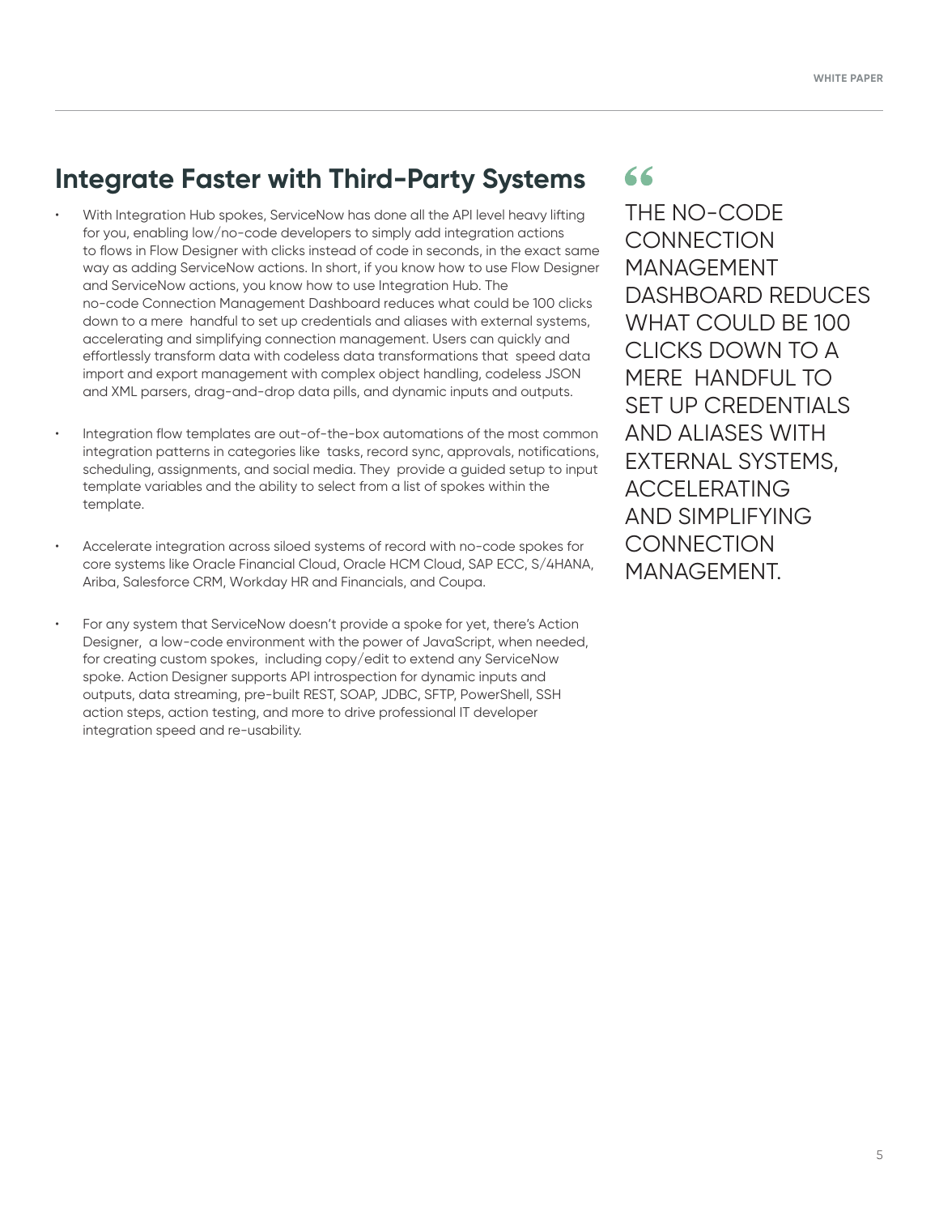## Integrate Faster with Third-Party Systems

- With Integration Hub spokes, ServiceNow has done all the API level heavy lifting for you, enabling low/no-code developers to simply add integration actions to flows in Flow Designer with clicks instead of code in seconds, in the exact same way as adding ServiceNow actions. In short, if you know how to use Flow Designer and ServiceNow actions, you know how to use Integration Hub. The no-code Connection Management Dashboard reduces what could be 100 clicks down to a mere handful to set up credentials and aliases with external systems, accelerating and simplifying connection management. Users can quickly and effortlessly transform data with codeless data transformations that speed data import and export management with complex object handling, codeless JSON and XML parsers, drag-and-drop data pills, and dynamic inputs and outputs.

- Integration flow templates are out-of-the-box automations of the most common integration patterns in categories like tasks, record sync, approvals, notifications, scheduling, assignments, and social media. They provide a guided setup to input template variables and the ability to select from a list of spokes within the template.

- Accelerate integration across siloed systems of record with no-code spokes for core systems like Oracle Financial Cloud, Oracle HCM Cloud, SAP ECC, S/4HANA, Ariba, Salesforce CRM, Workday HR and Financials, and Coupa.

- For any system that ServiceNow doesn't provide a spoke for yet, there's Action Designer, a low-code environment with the power of JavaScript, when needed, for creating custom spokes, including copy/edit to extend any ServiceNow spoke. Action Designer supports API introspection for dynamic inputs and outputs, data streaming, pre-built REST, SOAP, JDBC, SFTP, PowerShell, SSH action steps, action testing, and more to drive professional IT developer integration speed and re-usability.

> “
>
> THE NO-CODE CONNECTION MANAGEMENT DASHBOARD REDUCES WHAT COULD BE 100 CLICKS DOWN TO A MERE HANDFUL TO SET UP CREDENTIALS AND ALIASES WITH EXTERNAL SYSTEMS, ACCELERATING AND SIMPLIFYING CONNECTION MANAGEMENT.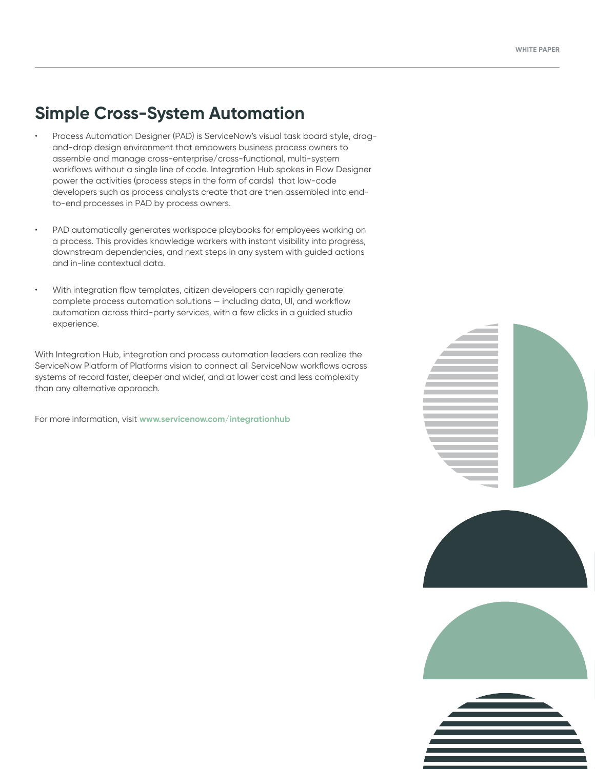## Simple Cross-System Automation

- Process Automation Designer (PAD) is ServiceNow's visual task board style, drag-and-drop design environment that empowers business process owners to assemble and manage cross-enterprise/cross-functional, multi-system workflows without a single line of code. Integration Hub spokes in Flow Designer power the activities (process steps in the form of cards) that low-code developers such as process analysts create that are then assembled into end-to-end processes in PAD by process owners.

- PAD automatically generates workspace playbooks for employees working on a process. This provides knowledge workers with instant visibility into progress, downstream dependencies, and next steps in any system with guided actions and in-line contextual data.

- With integration flow templates, citizen developers can rapidly generate complete process automation solutions — including data, UI, and workflow automation across third-party services, with a few clicks in a guided studio experience.

With Integration Hub, integration and process automation leaders can realize the ServiceNow Platform of Platforms vision to connect all ServiceNow workflows across systems of record faster, deeper and wider, and at lower cost and less complexity than any alternative approach.

For more information, visit **www.servicenow.com/integrationhub**